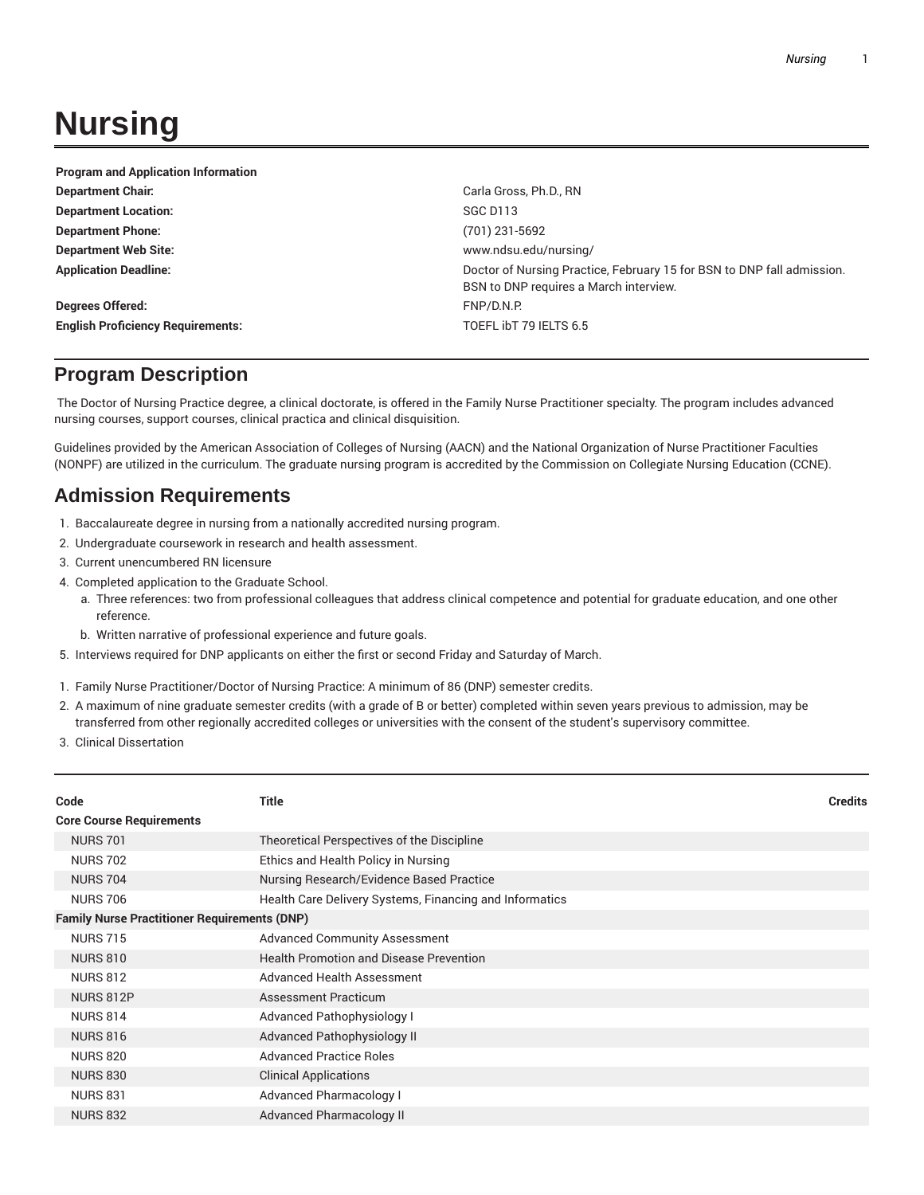# Nursing

| Program and Application Information | |
|---|---|
| **Department Chair:** | Carla Gross, Ph.D., RN |
| **Department Location:** | SGC D113 |
| **Department Phone:** | (701) 231-5692 |
| **Department Web Site:** | www.ndsu.edu/nursing/ |
| **Application Deadline:** | Doctor of Nursing Practice, February 15 for BSN to DNP fall admission. BSN to DNP requires a March interview. |
| **Degrees Offered:** | FNP/D.N.P. |
| **English Proficiency Requirements:** | TOEFL ibT 79 IELTS 6.5 |

## Program Description

The Doctor of Nursing Practice degree, a clinical doctorate, is offered in the Family Nurse Practitioner specialty. The program includes advanced nursing courses, support courses, clinical practica and clinical disquisition.

Guidelines provided by the American Association of Colleges of Nursing (AACN) and the National Organization of Nurse Practitioner Faculties (NONPF) are utilized in the curriculum. The graduate nursing program is accredited by the Commission on Collegiate Nursing Education (CCNE).

## Admission Requirements

1. Baccalaureate degree in nursing from a nationally accredited nursing program.
2. Undergraduate coursework in research and health assessment.
3. Current unencumbered RN licensure
4. Completed application to the Graduate School.
   a. Three references: two from professional colleagues that address clinical competence and potential for graduate education, and one other reference.
   b. Written narrative of professional experience and future goals.
5. Interviews required for DNP applicants on either the first or second Friday and Saturday of March.

1. Family Nurse Practitioner/Doctor of Nursing Practice: A minimum of 86 (DNP) semester credits.
2. A maximum of nine graduate semester credits (with a grade of B or better) completed within seven years previous to admission, may be transferred from other regionally accredited colleges or universities with the consent of the student's supervisory committee.
3. Clinical Dissertation

| Code | Title | Credits |
|---|---|---|
| **Core Course Requirements** | | |
| NURS 701 | Theoretical Perspectives of the Discipline | |
| NURS 702 | Ethics and Health Policy in Nursing | |
| NURS 704 | Nursing Research/Evidence Based Practice | |
| NURS 706 | Health Care Delivery Systems, Financing and Informatics | |
| **Family Nurse Practitioner Requirements (DNP)** | | |
| NURS 715 | Advanced Community Assessment | |
| NURS 810 | Health Promotion and Disease Prevention | |
| NURS 812 | Advanced Health Assessment | |
| NURS 812P | Assessment Practicum | |
| NURS 814 | Advanced Pathophysiology I | |
| NURS 816 | Advanced Pathophysiology II | |
| NURS 820 | Advanced Practice Roles | |
| NURS 830 | Clinical Applications | |
| NURS 831 | Advanced Pharmacology I | |
| NURS 832 | Advanced Pharmacology II | |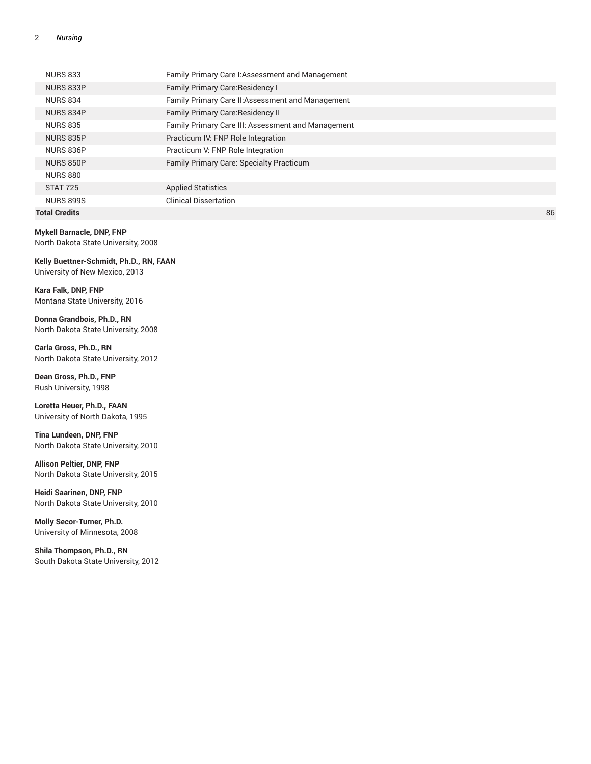| | | |
|---|---|---|
| NURS 833 | Family Primary Care I:Assessment and Management | |
| NURS 833P | Family Primary Care:Residency I | |
| NURS 834 | Family Primary Care II:Assessment and Management | |
| NURS 834P | Family Primary Care:Residency II | |
| NURS 835 | Family Primary Care III: Assessment and Management | |
| NURS 835P | Practicum IV: FNP Role Integration | |
| NURS 836P | Practicum V: FNP Role Integration | |
| NURS 850P | Family Primary Care: Specialty Practicum | |
| NURS 880 | | |
| STAT 725 | Applied Statistics | |
| NURS 899S | Clinical Dissertation | |
| **Total Credits** | | 86 |

**Mykell Barnacle, DNP, FNP**
North Dakota State University, 2008

**Kelly Buettner-Schmidt, Ph.D., RN, FAAN**
University of New Mexico, 2013

**Kara Falk, DNP, FNP**
Montana State University, 2016

**Donna Grandbois, Ph.D., RN**
North Dakota State University, 2008

**Carla Gross, Ph.D., RN**
North Dakota State University, 2012

**Dean Gross, Ph.D., FNP**
Rush University, 1998

**Loretta Heuer, Ph.D., FAAN**
University of North Dakota, 1995

**Tina Lundeen, DNP, FNP**
North Dakota State University, 2010

**Allison Peltier, DNP, FNP**
North Dakota State University, 2015

**Heidi Saarinen, DNP, FNP**
North Dakota State University, 2010

**Molly Secor-Turner, Ph.D.**
University of Minnesota, 2008

**Shila Thompson, Ph.D., RN**
South Dakota State University, 2012